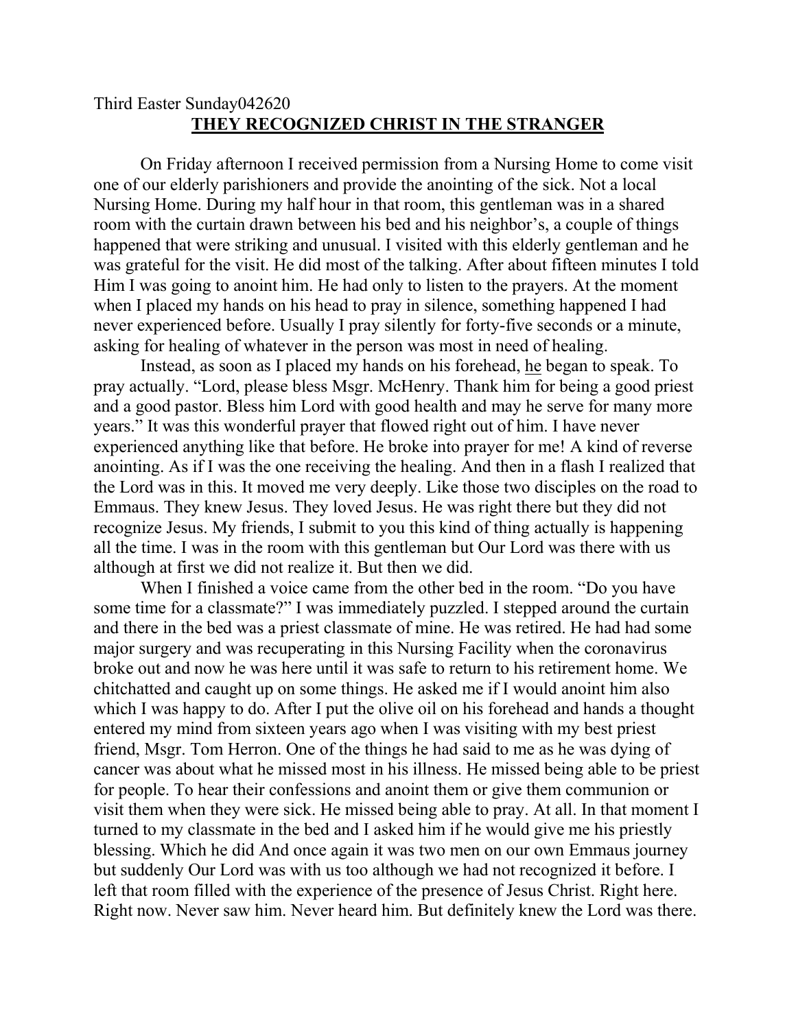Third Easter Sunday042620

## THEY RECOGNIZED CHRIST IN THE STRANGER

On Friday afternoon I received permission from a Nursing Home to come visit one of our elderly parishioners and provide the anointing of the sick. Not a local Nursing Home. During my half hour in that room, this gentleman was in a shared room with the curtain drawn between his bed and his neighbor's, a couple of things happened that were striking and unusual. I visited with this elderly gentleman and he was grateful for the visit. He did most of the talking. After about fifteen minutes I told Him I was going to anoint him. He had only to listen to the prayers. At the moment when I placed my hands on his head to pray in silence, something happened I had never experienced before. Usually I pray silently for forty-five seconds or a minute, asking for healing of whatever in the person was most in need of healing.

Instead, as soon as I placed my hands on his forehead, he began to speak. To pray actually. "Lord, please bless Msgr. McHenry. Thank him for being a good priest and a good pastor. Bless him Lord with good health and may he serve for many more years." It was this wonderful prayer that flowed right out of him. I have never experienced anything like that before. He broke into prayer for me! A kind of reverse anointing. As if I was the one receiving the healing. And then in a flash I realized that the Lord was in this. It moved me very deeply. Like those two disciples on the road to Emmaus. They knew Jesus. They loved Jesus. He was right there but they did not recognize Jesus. My friends, I submit to you this kind of thing actually is happening all the time. I was in the room with this gentleman but Our Lord was there with us although at first we did not realize it. But then we did.

When I finished a voice came from the other bed in the room. "Do you have some time for a classmate?" I was immediately puzzled. I stepped around the curtain and there in the bed was a priest classmate of mine. He was retired. He had had some major surgery and was recuperating in this Nursing Facility when the coronavirus broke out and now he was here until it was safe to return to his retirement home. We chitchatted and caught up on some things. He asked me if I would anoint him also which I was happy to do. After I put the olive oil on his forehead and hands a thought entered my mind from sixteen years ago when I was visiting with my best priest friend, Msgr. Tom Herron. One of the things he had said to me as he was dying of cancer was about what he missed most in his illness. He missed being able to be priest for people. To hear their confessions and anoint them or give them communion or visit them when they were sick. He missed being able to pray. At all. In that moment I turned to my classmate in the bed and I asked him if he would give me his priestly blessing. Which he did And once again it was two men on our own Emmaus journey but suddenly Our Lord was with us too although we had not recognized it before. I left that room filled with the experience of the presence of Jesus Christ. Right here. Right now. Never saw him. Never heard him. But definitely knew the Lord was there.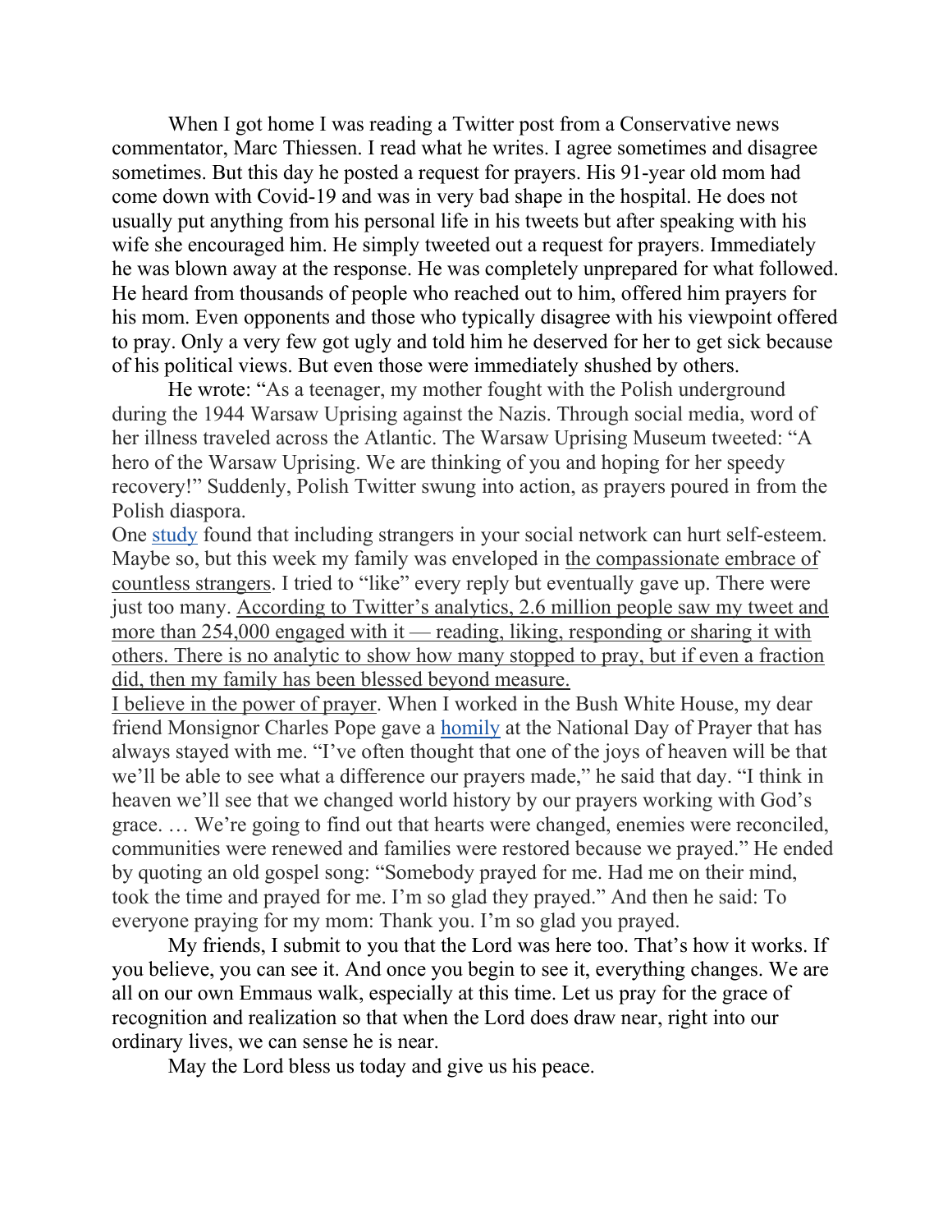When I got home I was reading a Twitter post from a Conservative news commentator, Marc Thiessen. I read what he writes. I agree sometimes and disagree sometimes. But this day he posted a request for prayers. His 91-year old mom had come down with Covid-19 and was in very bad shape in the hospital. He does not usually put anything from his personal life in his tweets but after speaking with his wife she encouraged him. He simply tweeted out a request for prayers. Immediately he was blown away at the response. He was completely unprepared for what followed. He heard from thousands of people who reached out to him, offered him prayers for his mom. Even opponents and those who typically disagree with his viewpoint offered to pray. Only a very few got ugly and told him he deserved for her to get sick because of his political views. But even those were immediately shushed by others.

He wrote: "As a teenager, my mother fought with the Polish underground during the 1944 Warsaw Uprising against the Nazis. Through social media, word of her illness traveled across the Atlantic. The Warsaw Uprising Museum tweeted: "A hero of the Warsaw Uprising. We are thinking of you and hoping for her speedy recovery!" Suddenly, Polish Twitter swung into action, as prayers poured in from the Polish diaspora.

One study found that including strangers in your social network can hurt self-esteem. Maybe so, but this week my family was enveloped in the compassionate embrace of countless strangers. I tried to "like" every reply but eventually gave up. There were just too many. According to Twitter's analytics, 2.6 million people saw my tweet and more than 254,000 engaged with it — reading, liking, responding or sharing it with others. There is no analytic to show how many stopped to pray, but if even a fraction did, then my family has been blessed beyond measure.

I believe in the power of prayer. When I worked in the Bush White House, my dear friend Monsignor Charles Pope gave a homily at the National Day of Prayer that has always stayed with me. "I've often thought that one of the joys of heaven will be that we'll be able to see what a difference our prayers made," he said that day. "I think in heaven we'll see that we changed world history by our prayers working with God's grace. … We're going to find out that hearts were changed, enemies were reconciled, communities were renewed and families were restored because we prayed." He ended by quoting an old gospel song: "Somebody prayed for me. Had me on their mind, took the time and prayed for me. I'm so glad they prayed." And then he said: To everyone praying for my mom: Thank you. I'm so glad you prayed.

My friends, I submit to you that the Lord was here too. That's how it works. If you believe, you can see it. And once you begin to see it, everything changes. We are all on our own Emmaus walk, especially at this time. Let us pray for the grace of recognition and realization so that when the Lord does draw near, right into our ordinary lives, we can sense he is near.

May the Lord bless us today and give us his peace.